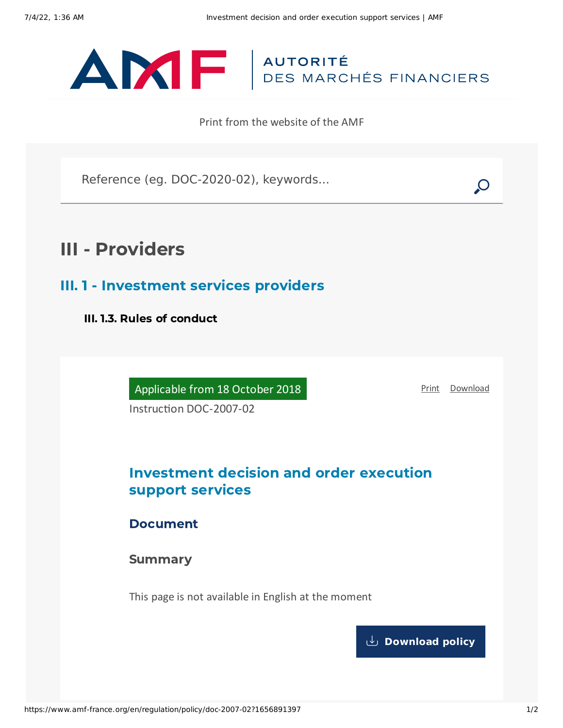AUTORITÉ DES MARCHÉS FINANCIERS

Print from the website of the AMF

# III - Providers

## III. 1 - Investment services providers

### III. 1.3. Rules of conduct

Applicable from 18 October 2018

Instruction DOC-2007-02

Print Download

## Investment decision and order execution support services

### Document

### Summary

This page is not available in English at the moment

Download policy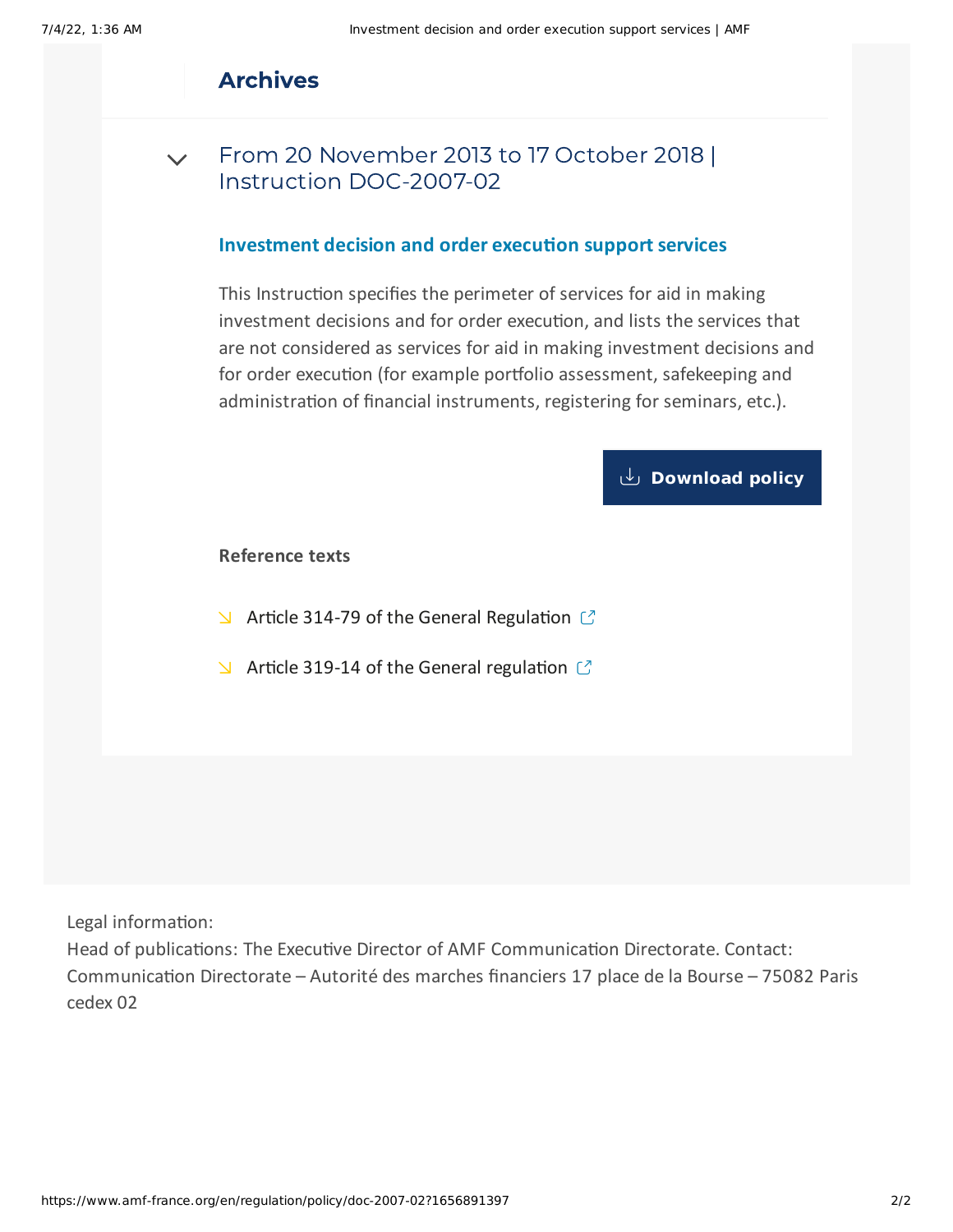## Archives

### From 20 November 2013 to 17 October 2018 | Instruction DOC-2007-02

#### Investment decision and order execution support services

This Instruction specifies the perimeter of services for aid in making investment decisions and for order execution, and lists the services that are not considered as services for aid in making investment decisions and for order execution (for example portfolio assessment, safekeeping and administration of financial instruments, registering for seminars, etc.).

Download policy

**Reference texts**

- Article 314-79 of the General Regulation
- Article 319-14 of the General regulation

Legal information:
Head of publications: The Executive Director of AMF Communication Directorate. Contact: Communication Directorate – Autorité des marches financiers 17 place de la Bourse – 75082 Paris cedex 02